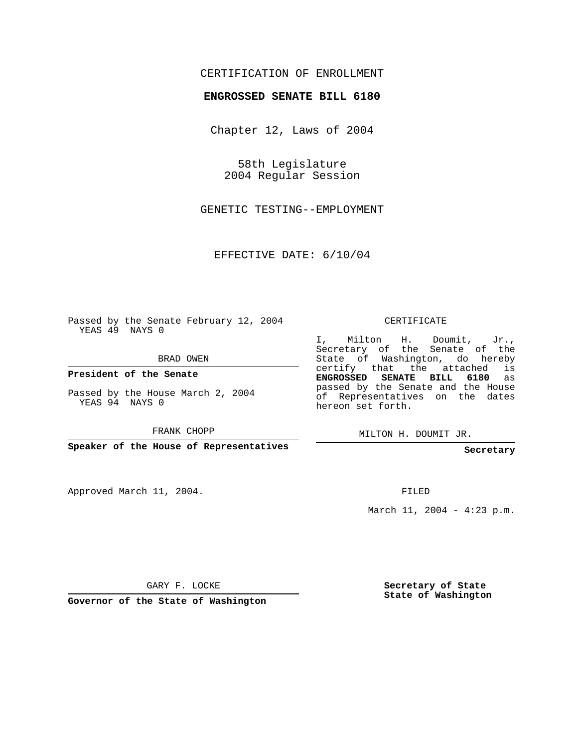CERTIFICATION OF ENROLLMENT

**ENGROSSED SENATE BILL 6180**

Chapter 12, Laws of 2004

58th Legislature
2004 Regular Session

GENETIC TESTING--EMPLOYMENT

EFFECTIVE DATE: 6/10/04

Passed by the Senate February 12, 2004
YEAS 49 NAYS 0

BRAD OWEN

**President of the Senate**

Passed by the House March 2, 2004
YEAS 94 NAYS 0

FRANK CHOPP

**Speaker of the House of Representatives**

Approved March 11, 2004.

GARY F. LOCKE

**Governor of the State of Washington**

CERTIFICATE

I, Milton H. Doumit, Jr., Secretary of the Senate of the State of Washington, do hereby certify that the attached is **ENGROSSED SENATE BILL 6180** as passed by the Senate and the House of Representatives on the dates hereon set forth.

MILTON H. DOUMIT JR.

**Secretary**

FILED

March 11, 2004 - 4:23 p.m.

**Secretary of State**
**State of Washington**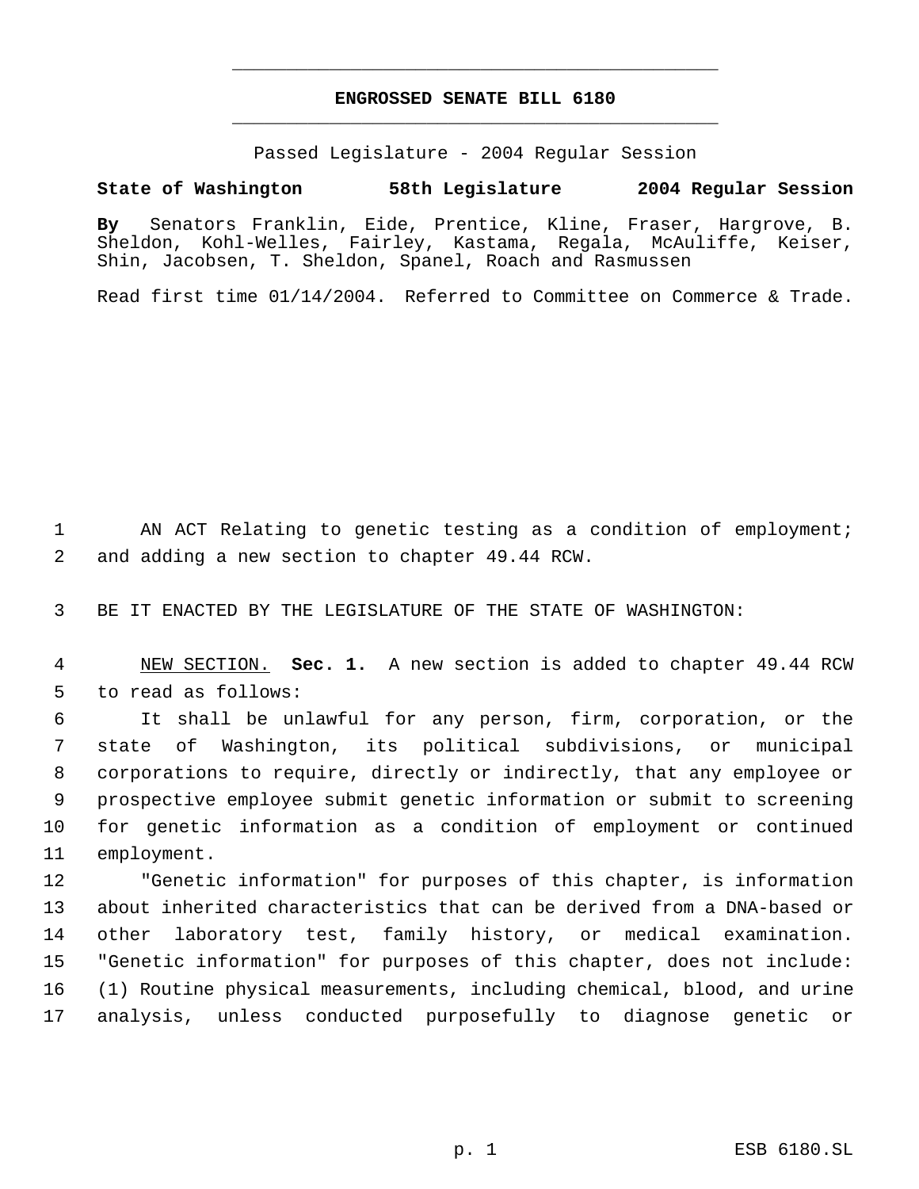# ENGROSSED SENATE BILL 6180

Passed Legislature - 2004 Regular Session

**State of Washington 58th Legislature 2004 Regular Session**

**By** Senators Franklin, Eide, Prentice, Kline, Fraser, Hargrove, B. Sheldon, Kohl-Welles, Fairley, Kastama, Regala, McAuliffe, Keiser, Shin, Jacobsen, T. Sheldon, Spanel, Roach and Rasmussen

Read first time 01/14/2004. Referred to Committee on Commerce & Trade.

AN ACT Relating to genetic testing as a condition of employment; and adding a new section to chapter 49.44 RCW.

BE IT ENACTED BY THE LEGISLATURE OF THE STATE OF WASHINGTON:

NEW SECTION. **Sec. 1.** A new section is added to chapter 49.44 RCW to read as follows:

It shall be unlawful for any person, firm, corporation, or the state of Washington, its political subdivisions, or municipal corporations to require, directly or indirectly, that any employee or prospective employee submit genetic information or submit to screening for genetic information as a condition of employment or continued employment.

"Genetic information" for purposes of this chapter, is information about inherited characteristics that can be derived from a DNA-based or other laboratory test, family history, or medical examination. "Genetic information" for purposes of this chapter, does not include: (1) Routine physical measurements, including chemical, blood, and urine analysis, unless conducted purposefully to diagnose genetic or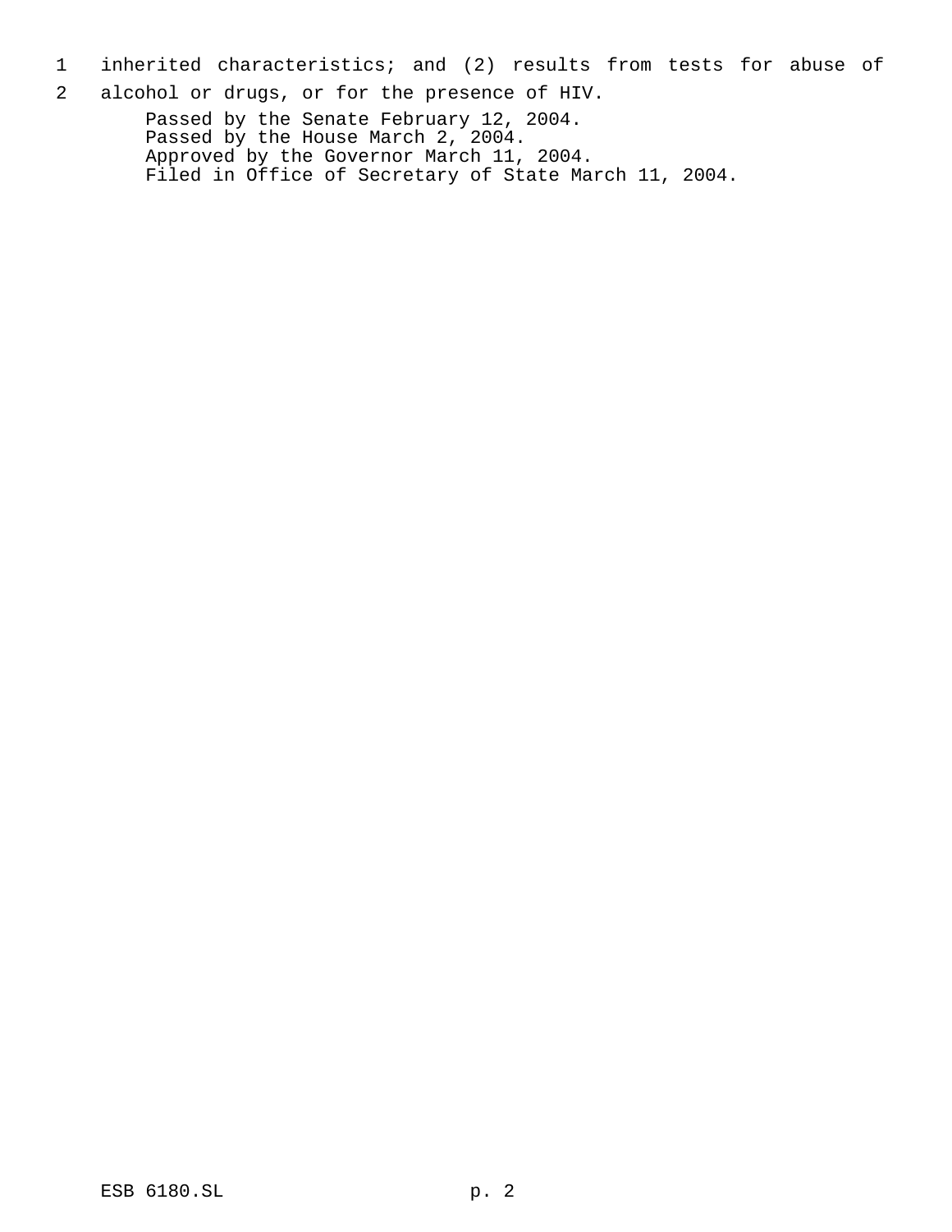inherited characteristics; and (2) results from tests for abuse of alcohol or drugs, or for the presence of HIV.

Passed by the Senate February 12, 2004.
Passed by the House March 2, 2004.
Approved by the Governor March 11, 2004.
Filed in Office of Secretary of State March 11, 2004.